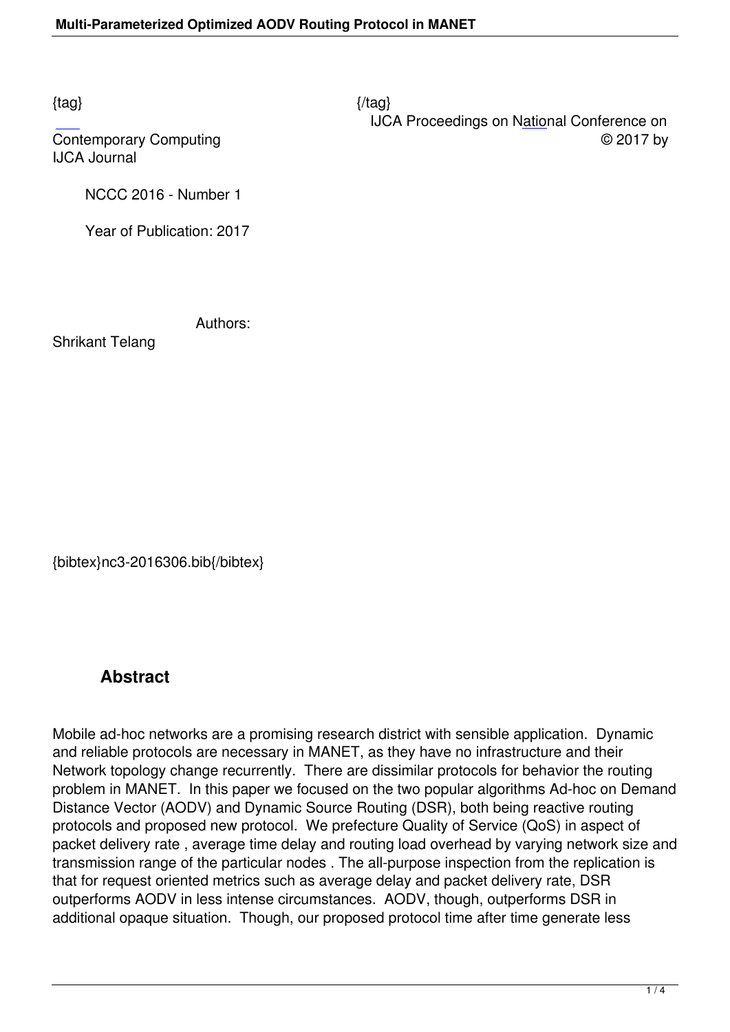{tag} {/tag}

IJCA Proceedings on National Conference on Contemporary Computing © 2017 by IJCA Journal

NCCC 2016 - Number 1

Year of Publication: 2017

Authors:

Shrikant Telang

{bibtex}nc3-2016306.bib{/bibtex}

## Abstract

Mobile ad-hoc networks are a promising research district with sensible application. Dynamic and reliable protocols are necessary in MANET, as they have no infrastructure and their Network topology change recurrently. There are dissimilar protocols for behavior the routing problem in MANET. In this paper we focused on the two popular algorithms Ad-hoc on Demand Distance Vector (AODV) and Dynamic Source Routing (DSR), both being reactive routing protocols and proposed new protocol. We prefecture Quality of Service (QoS) in aspect of packet delivery rate , average time delay and routing load overhead by varying network size and transmission range of the particular nodes . The all-purpose inspection from the replication is that for request oriented metrics such as average delay and packet delivery rate, DSR outperforms AODV in less intense circumstances. AODV, though, outperforms DSR in additional opaque situation. Though, our proposed protocol time after time generate less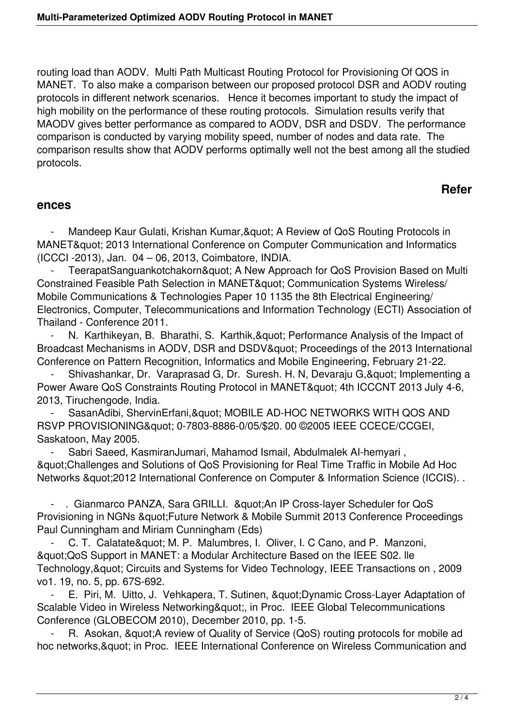routing load than AODV. Multi Path Multicast Routing Protocol for Provisioning Of QOS in MANET. To also make a comparison between our proposed protocol DSR and AODV routing protocols in different network scenarios. Hence it becomes important to study the impact of high mobility on the performance of these routing protocols. Simulation results verify that MAODV gives better performance as compared to AODV, DSR and DSDV. The performance comparison is conducted by varying mobility speed, number of nodes and data rate. The comparison results show that AODV performs optimally well not the best among all the studied protocols.

## References

- Mandeep Kaur Gulati, Krishan Kumar,&quot; A Review of QoS Routing Protocols in MANET&quot; 2013 International Conference on Computer Communication and Informatics (ICCCI -2013), Jan. 04 – 06, 2013, Coimbatore, INDIA.
- TeerapatSanguankotchakorn&quot; A New Approach for QoS Provision Based on Multi Constrained Feasible Path Selection in MANET&quot; Communication Systems Wireless/ Mobile Communications & Technologies Paper 10 1135 the 8th Electrical Engineering/ Electronics, Computer, Telecommunications and Information Technology (ECTI) Association of Thailand - Conference 2011.
- N. Karthikeyan, B. Bharathi, S. Karthik,&quot; Performance Analysis of the Impact of Broadcast Mechanisms in AODV, DSR and DSDV&quot; Proceedings of the 2013 International Conference on Pattern Recognition, Informatics and Mobile Engineering, February 21-22.
- Shivashankar, Dr. Varaprasad G, Dr. Suresh. H. N, Devaraju G,&quot; Implementing a Power Aware QoS Constraints Routing Protocol in MANET&quot; 4th ICCCNT 2013 July 4-6, 2013, Tiruchengode, India.
- SasanAdibi, ShervinErfani,&quot; MOBILE AD-HOC NETWORKS WITH QOS AND RSVP PROVISIONING&quot; 0-7803-8886-0/05/$20. 00 ©2005 IEEE CCECE/CCGEI, Saskatoon, May 2005.
- Sabri Saeed, KasmiranJumari, Mahamod Ismail, Abdulmalek AI-hemyari , &quot;Challenges and Solutions of QoS Provisioning for Real Time Traffic in Mobile Ad Hoc Networks &quot;2012 International Conference on Computer & Information Science (ICCIS). .
- . Gianmarco PANZA, Sara GRILLI. &quot;An IP Cross-layer Scheduler for QoS Provisioning in NGNs &quot;Future Network & Mobile Summit 2013 Conference Proceedings Paul Cunningham and Miriam Cunningham (Eds)
- C. T. Calatate&quot; M. P. Malumbres, I. Oliver, I. C Cano, and P. Manzoni, &quot;QoS Support in MANET: a Modular Architecture Based on the IEEE S02. lle Technology,&quot; Circuits and Systems for Video Technology, IEEE Transactions on , 2009 vo1. 19, no. 5, pp. 67S-692.
- E. Piri, M. Uitto, J. Vehkapera, T. Sutinen, &quot;Dynamic Cross-Layer Adaptation of Scalable Video in Wireless Networking&quot;, in Proc. IEEE Global Telecommunications Conference (GLOBECOM 2010), December 2010, pp. 1-5.
- R. Asokan, &quot;A review of Quality of Service (QoS) routing protocols for mobile ad hoc networks,&quot; in Proc. IEEE International Conference on Wireless Communication and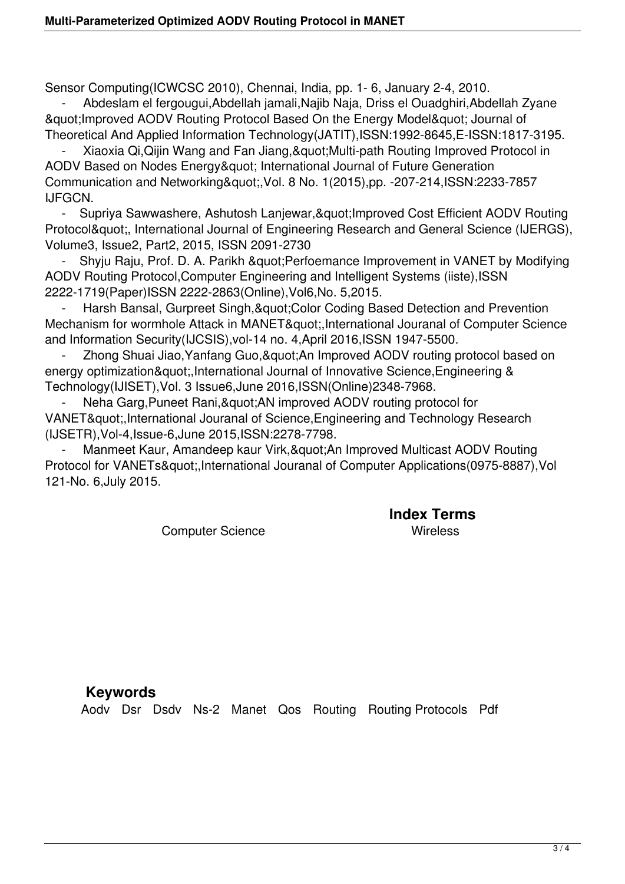Sensor Computing(ICWCSC 2010), Chennai, India, pp. 1- 6, January 2-4, 2010.

- Abdeslam el fergougui,Abdellah jamali,Najib Naja, Driss el Ouadghiri,Abdellah Zyane &quot;Improved AODV Routing Protocol Based On the Energy Model&quot; Journal of Theoretical And Applied Information Technology(JATIT),ISSN:1992-8645,E-ISSN:1817-3195.
- Xiaoxia Qi,Qijin Wang and Fan Jiang,&quot;Multi-path Routing Improved Protocol in AODV Based on Nodes Energy&quot; International Journal of Future Generation Communication and Networking&quot;,Vol. 8 No. 1(2015),pp. -207-214,ISSN:2233-7857 IJFGCN.
- Supriya Sawwashere, Ashutosh Lanjewar,&quot;Improved Cost Efficient AODV Routing Protocol&quot;, International Journal of Engineering Research and General Science (IJERGS), Volume3, Issue2, Part2, 2015, ISSN 2091-2730
- Shyju Raju, Prof. D. A. Parikh &quot;Perfoemance Improvement in VANET by Modifying AODV Routing Protocol,Computer Engineering and Intelligent Systems (iiste),ISSN 2222-1719(Paper)ISSN 2222-2863(Online),Vol6,No. 5,2015.
- Harsh Bansal, Gurpreet Singh,&quot;Color Coding Based Detection and Prevention Mechanism for wormhole Attack in MANET&quot;,International Jouranal of Computer Science and Information Security(IJCSIS),vol-14 no. 4,April 2016,ISSN 1947-5500.
- Zhong Shuai Jiao,Yanfang Guo,&quot;An Improved AODV routing protocol based on energy optimization&quot;,International Journal of Innovative Science,Engineering & Technology(IJISET),Vol. 3 Issue6,June 2016,ISSN(Online)2348-7968.
- Neha Garg,Puneet Rani,&quot;AN improved AODV routing protocol for VANET&quot;,International Jouranal of Science,Engineering and Technology Research (IJSETR),Vol-4,Issue-6,June 2015,ISSN:2278-7798.
- Manmeet Kaur, Amandeep kaur Virk,&quot;An Improved Multicast AODV Routing Protocol for VANETs&quot;,International Jouranal of Computer Applications(0975-8887),Vol 121-No. 6,July 2015.

## Index Terms

Computer Science Wireless

## Keywords

Aodv Dsr Dsdv Ns-2 Manet Qos Routing Routing Protocols Pdf